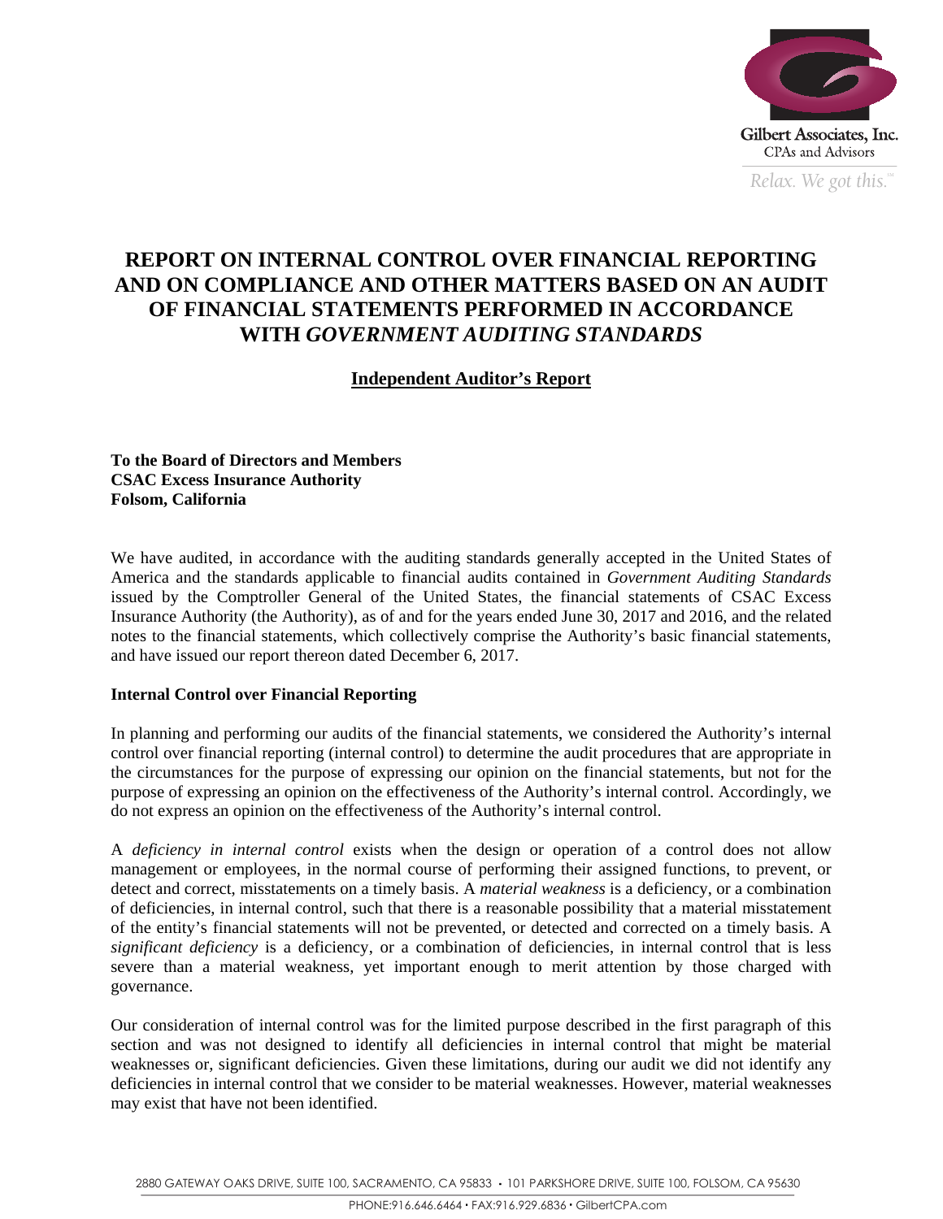Gilbert Associates, Inc.
CPAs and Advisors
Relax. We got this.

# REPORT ON INTERNAL CONTROL OVER FINANCIAL REPORTING AND ON COMPLIANCE AND OTHER MATTERS BASED ON AN AUDIT OF FINANCIAL STATEMENTS PERFORMED IN ACCORDANCE WITH *GOVERNMENT AUDITING STANDARDS*

## Independent Auditor's Report

**To the Board of Directors and Members**
**CSAC Excess Insurance Authority**
**Folsom, California**

We have audited, in accordance with the auditing standards generally accepted in the United States of America and the standards applicable to financial audits contained in *Government Auditing Standards* issued by the Comptroller General of the United States, the financial statements of CSAC Excess Insurance Authority (the Authority), as of and for the years ended June 30, 2017 and 2016, and the related notes to the financial statements, which collectively comprise the Authority's basic financial statements, and have issued our report thereon dated December 6, 2017.

### Internal Control over Financial Reporting

In planning and performing our audits of the financial statements, we considered the Authority's internal control over financial reporting (internal control) to determine the audit procedures that are appropriate in the circumstances for the purpose of expressing our opinion on the financial statements, but not for the purpose of expressing an opinion on the effectiveness of the Authority's internal control. Accordingly, we do not express an opinion on the effectiveness of the Authority's internal control.

A *deficiency in internal control* exists when the design or operation of a control does not allow management or employees, in the normal course of performing their assigned functions, to prevent, or detect and correct, misstatements on a timely basis. A *material weakness* is a deficiency, or a combination of deficiencies, in internal control, such that there is a reasonable possibility that a material misstatement of the entity's financial statements will not be prevented, or detected and corrected on a timely basis. A *significant deficiency* is a deficiency, or a combination of deficiencies, in internal control that is less severe than a material weakness, yet important enough to merit attention by those charged with governance.

Our consideration of internal control was for the limited purpose described in the first paragraph of this section and was not designed to identify all deficiencies in internal control that might be material weaknesses or, significant deficiencies. Given these limitations, during our audit we did not identify any deficiencies in internal control that we consider to be material weaknesses. However, material weaknesses may exist that have not been identified.

2880 GATEWAY OAKS DRIVE, SUITE 100, SACRAMENTO, CA 95833 • 101 PARKSHORE DRIVE, SUITE 100, FOLSOM, CA 95630
PHONE:916.646.6464 • FAX:916.929.6836 • GilbertCPA.com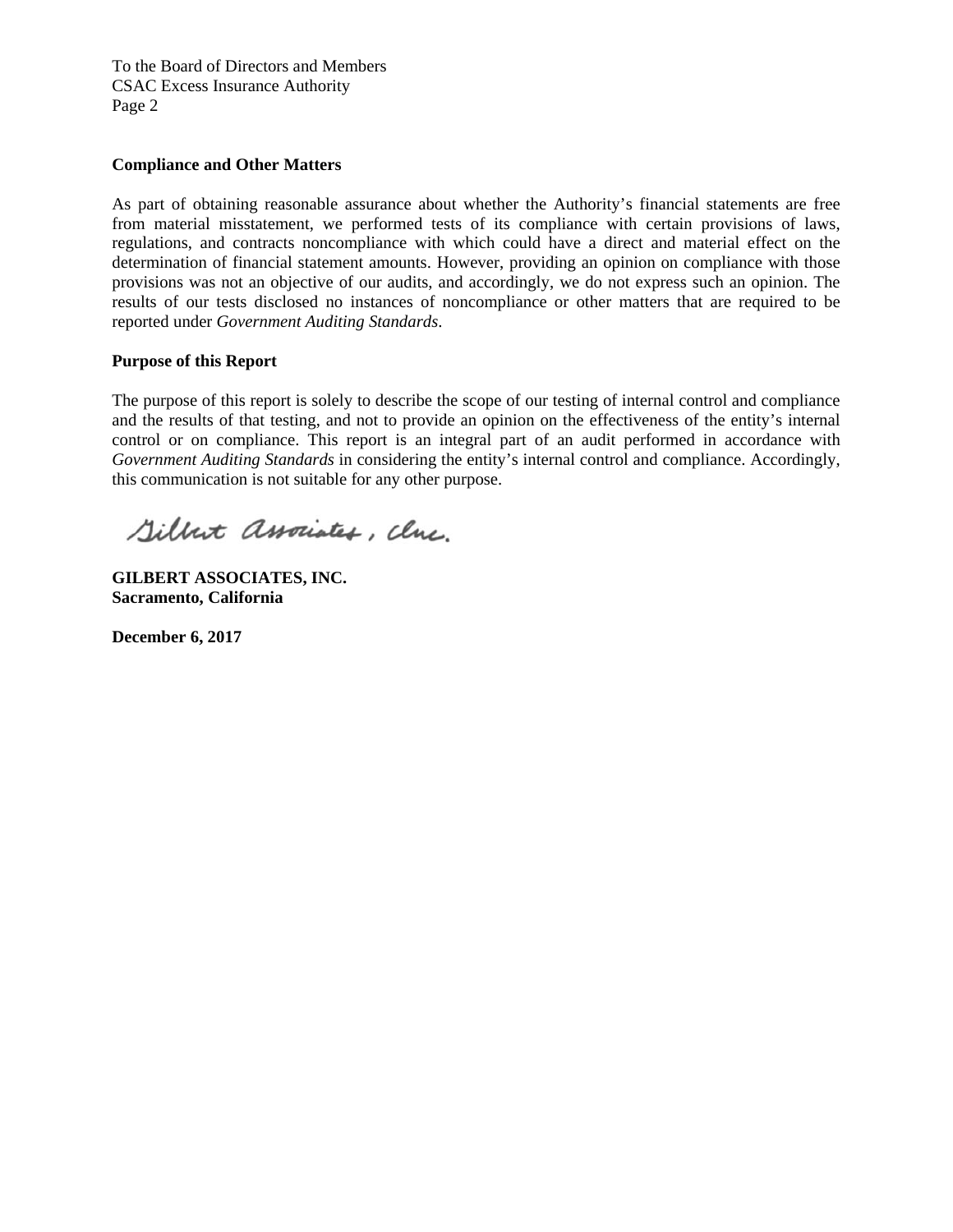To the Board of Directors and Members
CSAC Excess Insurance Authority

**Compliance and Other Matters**

As part of obtaining reasonable assurance about whether the Authority's financial statements are free from material misstatement, we performed tests of its compliance with certain provisions of laws, regulations, and contracts noncompliance with which could have a direct and material effect on the determination of financial statement amounts. However, providing an opinion on compliance with those provisions was not an objective of our audits, and accordingly, we do not express such an opinion. The results of our tests disclosed no instances of noncompliance or other matters that are required to be reported under *Government Auditing Standards*.

**Purpose of this Report**

The purpose of this report is solely to describe the scope of our testing of internal control and compliance and the results of that testing, and not to provide an opinion on the effectiveness of the entity's internal control or on compliance. This report is an integral part of an audit performed in accordance with *Government Auditing Standards* in considering the entity's internal control and compliance. Accordingly, this communication is not suitable for any other purpose.

Gilbert Associates, Inc.

**GILBERT ASSOCIATES, INC.**
**Sacramento, California**

**December 6, 2017**